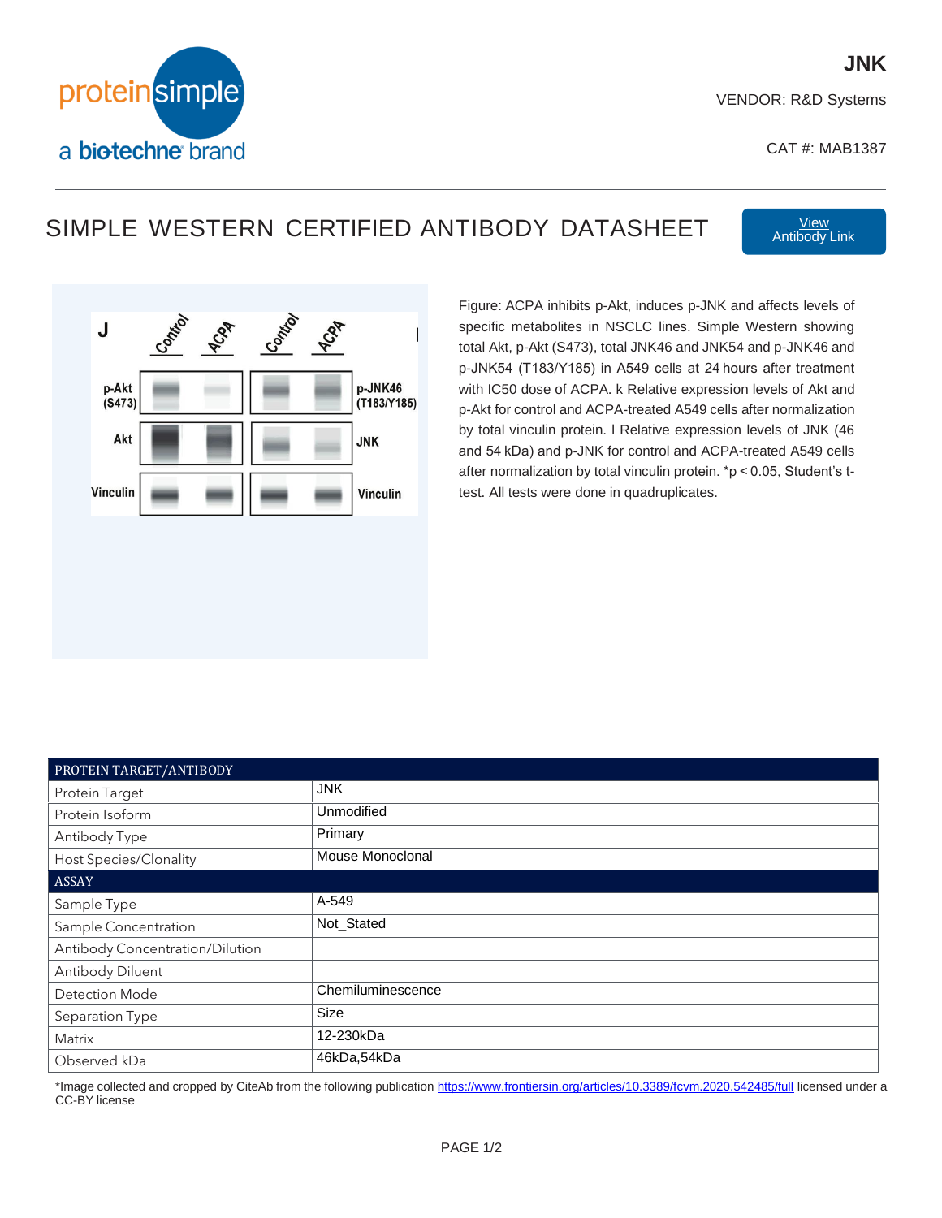# JNK

VENDOR: R&D Systems

CAT #: MAB1387

## SIMPLE WESTERN CERTIFIED ANTIBODY DATASHEET

View Antibody Link

Figure: ACPA inhibits p-Akt, induces p-JNK and affects levels of specific metabolites in NSCLC lines. Simple Western showing total Akt, p-Akt (S473), total JNK46 and JNK54 and p-JNK46 and p-JNK54 (T183/Y185) in A549 cells at 24 hours after treatment with IC50 dose of ACPA. k Relative expression levels of Akt and p-Akt for control and ACPA-treated A549 cells after normalization by total vinculin protein. l Relative expression levels of JNK (46 and 54 kDa) and p-JNK for control and ACPA-treated A549 cells after normalization by total vinculin protein. *p < 0.05, Student's t-test. All tests were done in quadruplicates.

| PROTEIN TARGET/ANTIBODY | |
|---|---|
| Protein Target | JNK |
| Protein Isoform | Unmodified |
| Antibody Type | Primary |
| Host Species/Clonality | Mouse Monoclonal |
| **ASSAY** | |
| Sample Type | A-549 |
| Sample Concentration | Not_Stated |
| Antibody Concentration/Dilution | |
| Antibody Diluent | |
| Detection Mode | Chemiluminescence |
| Separation Type | Size |
| Matrix | 12-230kDa |
| Observed kDa | 46kDa,54kDa |

*Image collected and cropped by CiteAb from the following publication https://www.frontiersin.org/articles/10.3389/fcvm.2020.542485/full licensed under a CC-BY license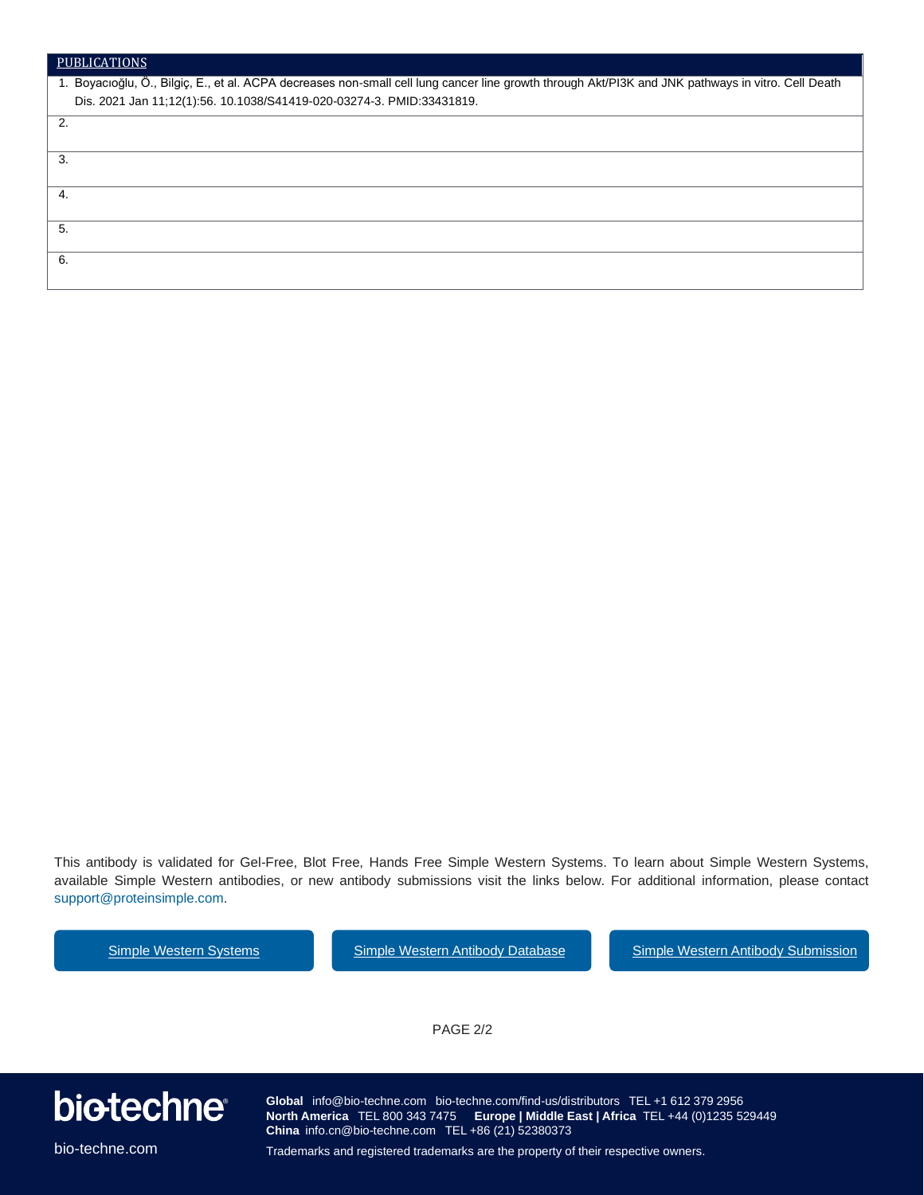## PUBLICATIONS

1. Boyacıoğlu, Ö., Bilgiç, E., et al. ACPA decreases non-small cell lung cancer line growth through Akt/PI3K and JNK pathways in vitro. Cell Death Dis. 2021 Jan 11;12(1):56. 10.1038/S41419-020-03274-3. PMID:33431819.
2.
3.
4.
5.
6.

This antibody is validated for Gel-Free, Blot Free, Hands Free Simple Western Systems. To learn about Simple Western Systems, available Simple Western antibodies, or new antibody submissions visit the links below. For additional information, please contact support@proteinsimple.com.

Simple Western Systems | Simple Western Antibody Database | Simple Western Antibody Submission

bio-techne

bio-techne.com

**Global** info@bio-techne.com bio-techne.com/find-us/distributors TEL +1 612 379 2956
**North America** TEL 800 343 7475 **Europe | Middle East | Africa** TEL +44 (0)1235 529449
**China** info.cn@bio-techne.com TEL +86 (21) 52380373

Trademarks and registered trademarks are the property of their respective owners.